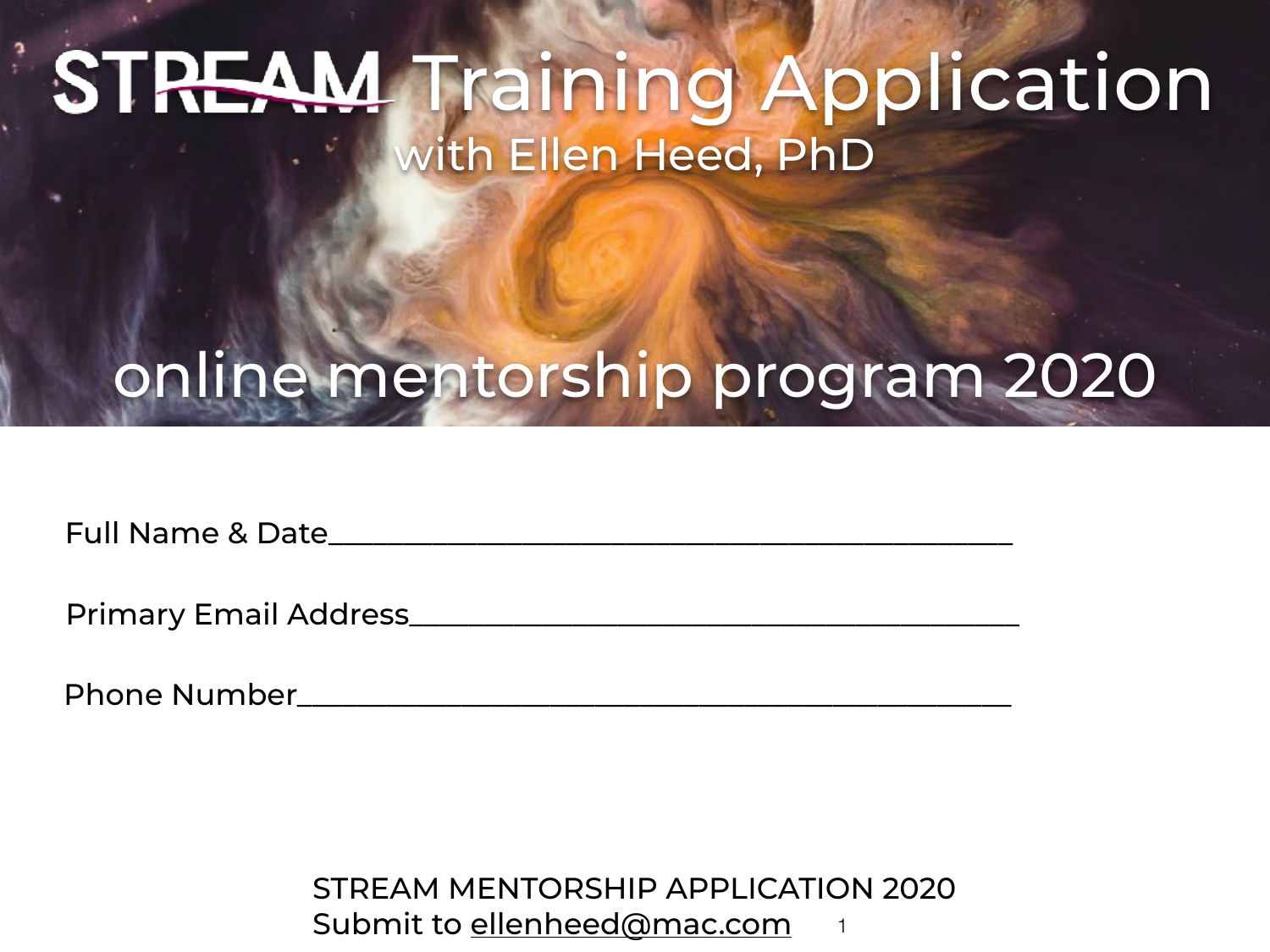# STREAM Training Application

## with Ellen Heed, PhD

## online mentorship program 2020

Full Name & Date_______________________________________________

Primary Email Address__________________________________________

Phone Number__________________________________________________

STREAM MENTORSHIP APPLICATION 2020
Submit to ellenheed@mac.com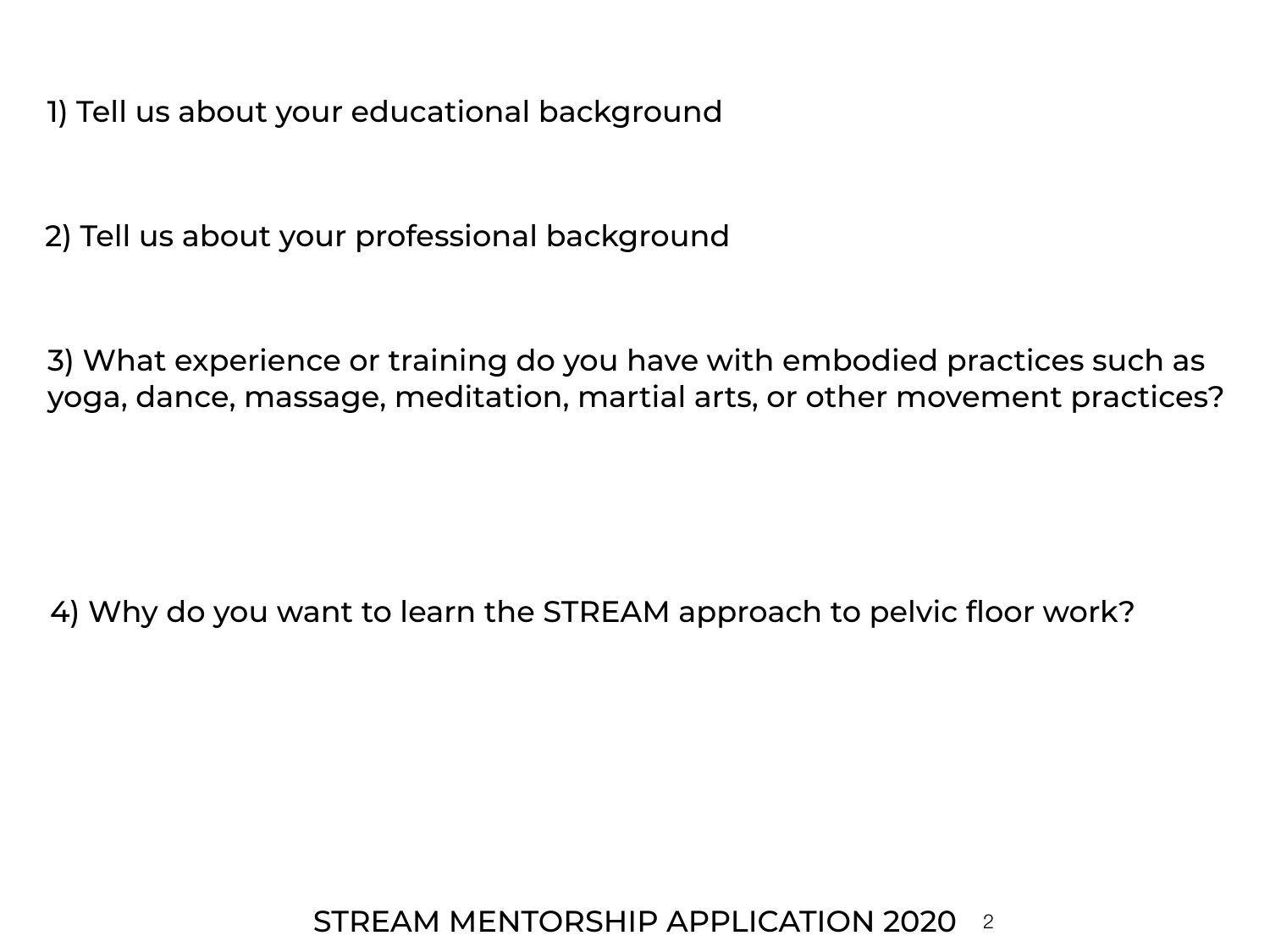1) Tell us about your educational background

2) Tell us about your professional background

3) What experience or training do you have with embodied practices such as yoga, dance, massage, meditation, martial arts, or other movement practices?

4) Why do you want to learn the STREAM approach to pelvic floor work?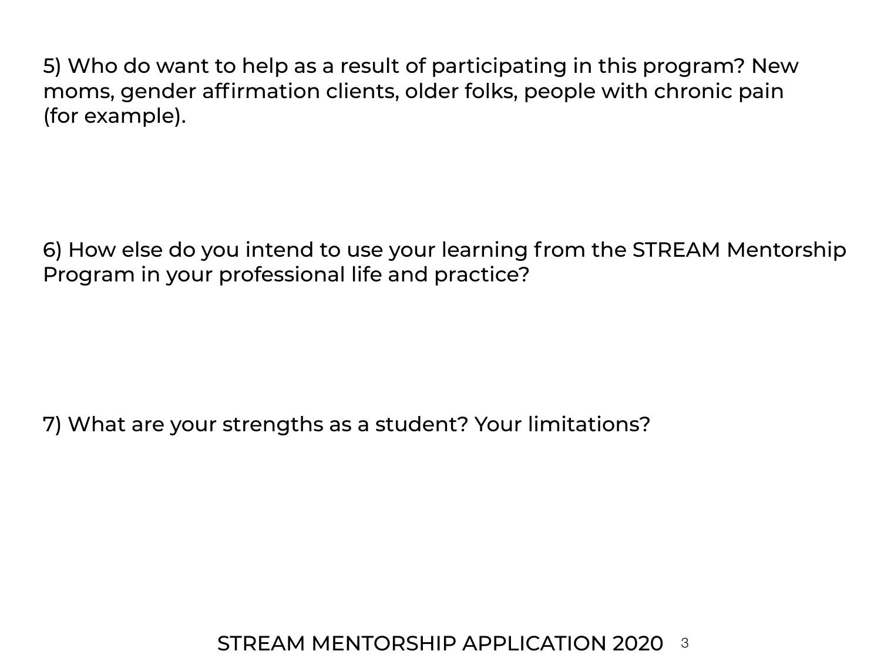5) Who do want to help as a result of participating in this program? New moms, gender affirmation clients, older folks, people with chronic pain (for example).

6) How else do you intend to use your learning from the STREAM Mentorship Program in your professional life and practice?

7) What are your strengths as a student? Your limitations?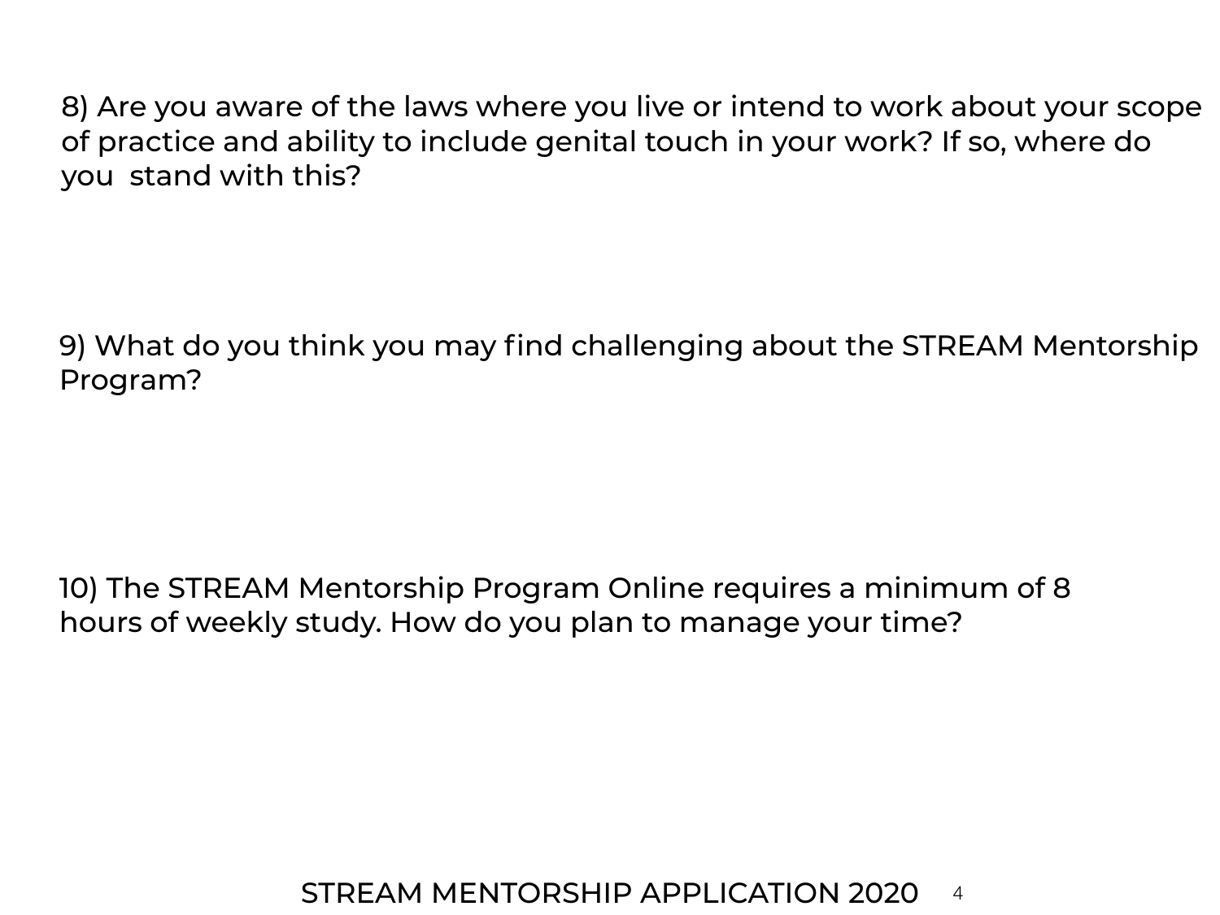8) Are you aware of the laws where you live or intend to work about your scope of practice and ability to include genital touch in your work? If so, where do you stand with this?

9) What do you think you may find challenging about the STREAM Mentorship Program?

10) The STREAM Mentorship Program Online requires a minimum of 8 hours of weekly study. How do you plan to manage your time?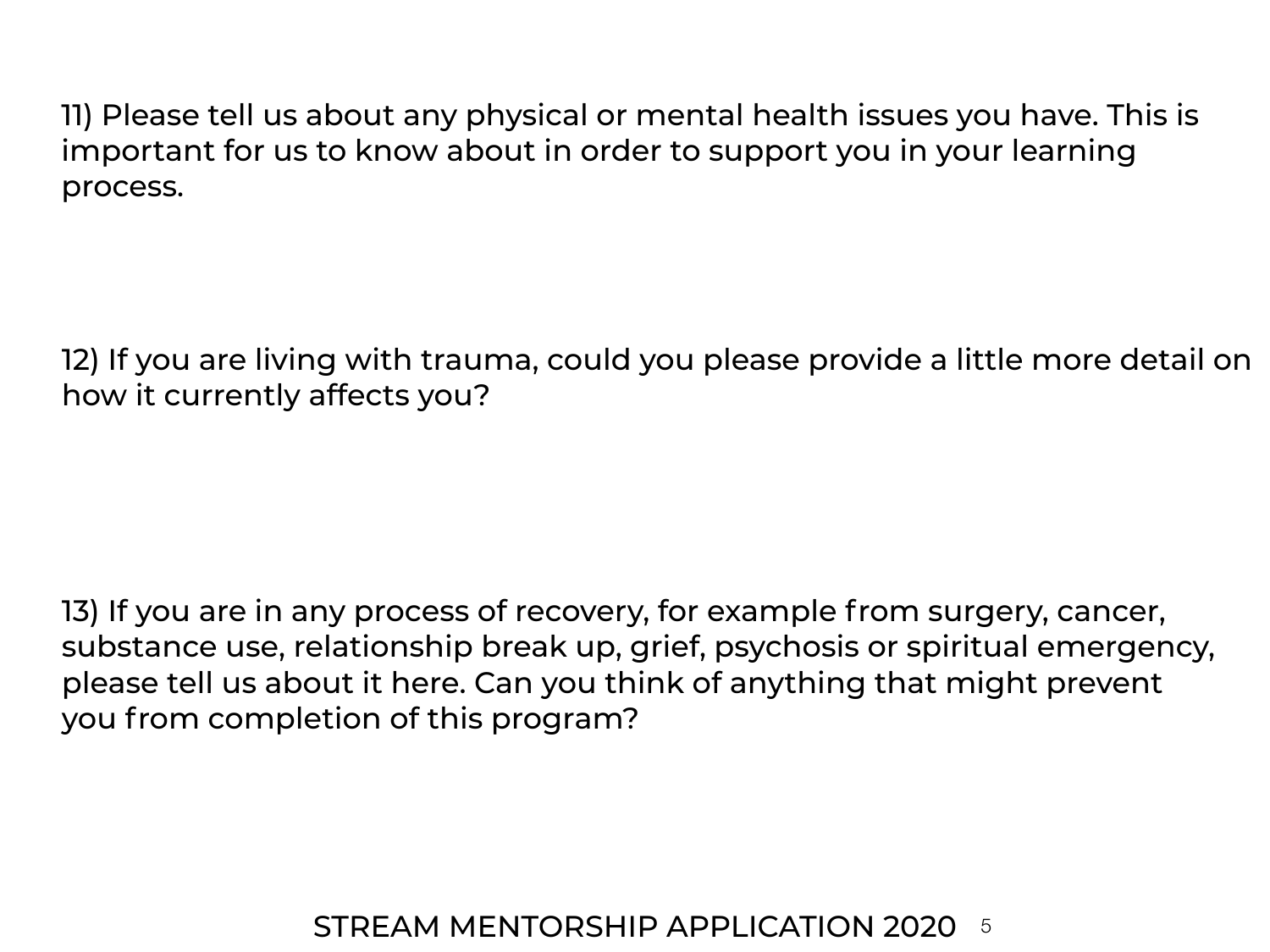11) Please tell us about any physical or mental health issues you have. This is important for us to know about in order to support you in your learning process.

12) If you are living with trauma, could you please provide a little more detail on how it currently affects you?

13) If you are in any process of recovery, for example from surgery, cancer, substance use, relationship break up, grief, psychosis or spiritual emergency, please tell us about it here. Can you think of anything that might prevent you from completion of this program?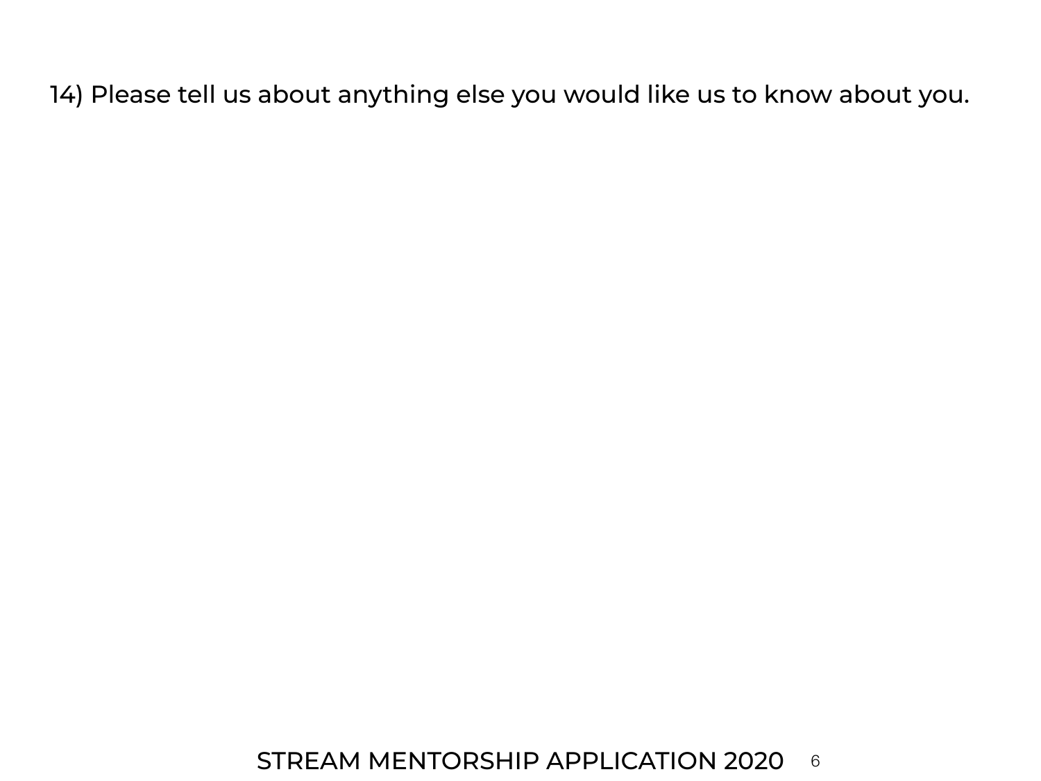14) Please tell us about anything else you would like us to know about you.